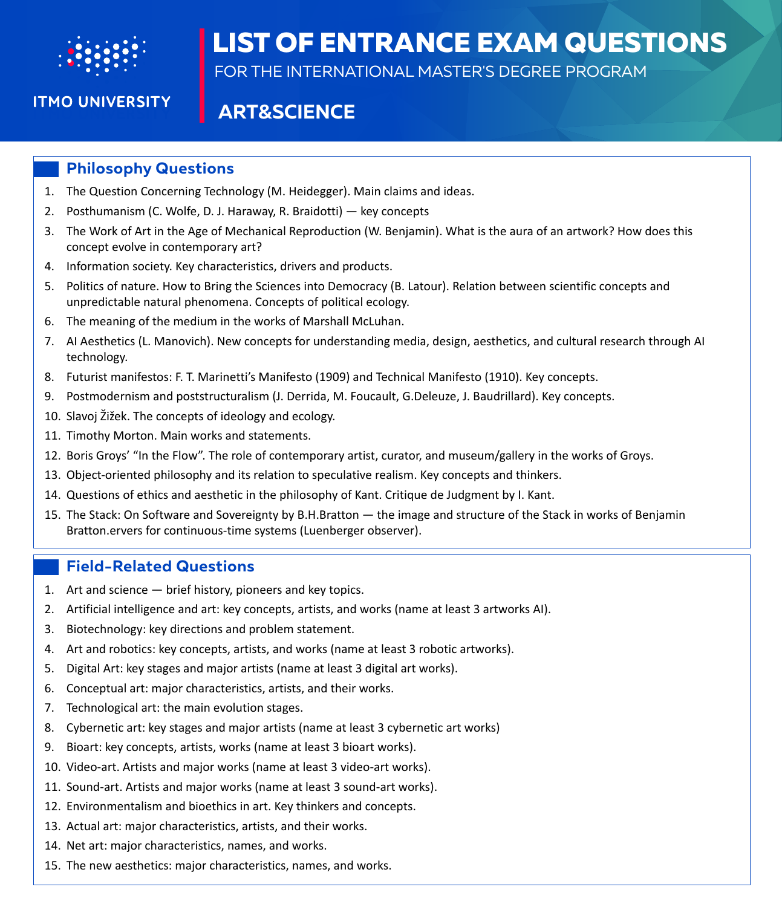ITMO UNIVERSITY

# LIST OF ENTRANCE EXAM QUESTIONS

FOR THE INTERNATIONAL MASTER'S DEGREE PROGRAM

## ART&SCIENCE

### Philosophy Questions

1. The Question Concerning Technology (M. Heidegger). Main claims and ideas.
2. Posthumanism (C. Wolfe, D. J. Haraway, R. Braidotti) — key concepts
3. The Work of Art in the Age of Mechanical Reproduction (W. Benjamin). What is the aura of an artwork? How does this concept evolve in contemporary art?
4. Information society. Key characteristics, drivers and products.
5. Politics of nature. How to Bring the Sciences into Democracy (B. Latour). Relation between scientific concepts and unpredictable natural phenomena. Concepts of political ecology.
6. The meaning of the medium in the works of Marshall McLuhan.
7. AI Aesthetics (L. Manovich). New concepts for understanding media, design, aesthetics, and cultural research through AI technology.
8. Futurist manifestos: F. T. Marinetti's Manifesto (1909) and Technical Manifesto (1910). Key concepts.
9. Postmodernism and poststructuralism (J. Derrida, M. Foucault, G.Deleuze, J. Baudrillard). Key concepts.
10. Slavoj Žižek. The concepts of ideology and ecology.
11. Timothy Morton. Main works and statements.
12. Boris Groys' "In the Flow". The role of contemporary artist, curator, and museum/gallery in the works of Groys.
13. Object-oriented philosophy and its relation to speculative realism. Key concepts and thinkers.
14. Questions of ethics and aesthetic in the philosophy of Kant. Critique de Judgment by I. Kant.
15. The Stack: On Software and Sovereignty by B.H.Bratton — the image and structure of the Stack in works of Benjamin Bratton.ervers for continuous-time systems (Luenberger observer).

### Field-Related Questions

1. Art and science — brief history, pioneers and key topics.
2. Artificial intelligence and art: key concepts, artists, and works (name at least 3 artworks AI).
3. Biotechnology: key directions and problem statement.
4. Art and robotics: key concepts, artists, and works (name at least 3 robotic artworks).
5. Digital Art: key stages and major artists (name at least 3 digital art works).
6. Conceptual art: major characteristics, artists, and their works.
7. Technological art: the main evolution stages.
8. Cybernetic art: key stages and major artists (name at least 3 cybernetic art works)
9. Bioart: key concepts, artists, works (name at least 3 bioart works).
10. Video-art. Artists and major works (name at least 3 video-art works).
11. Sound-art. Artists and major works (name at least 3 sound-art works).
12. Environmentalism and bioethics in art. Key thinkers and concepts.
13. Actual art: major characteristics, artists, and their works.
14. Net art: major characteristics, names, and works.
15. The new aesthetics: major characteristics, names, and works.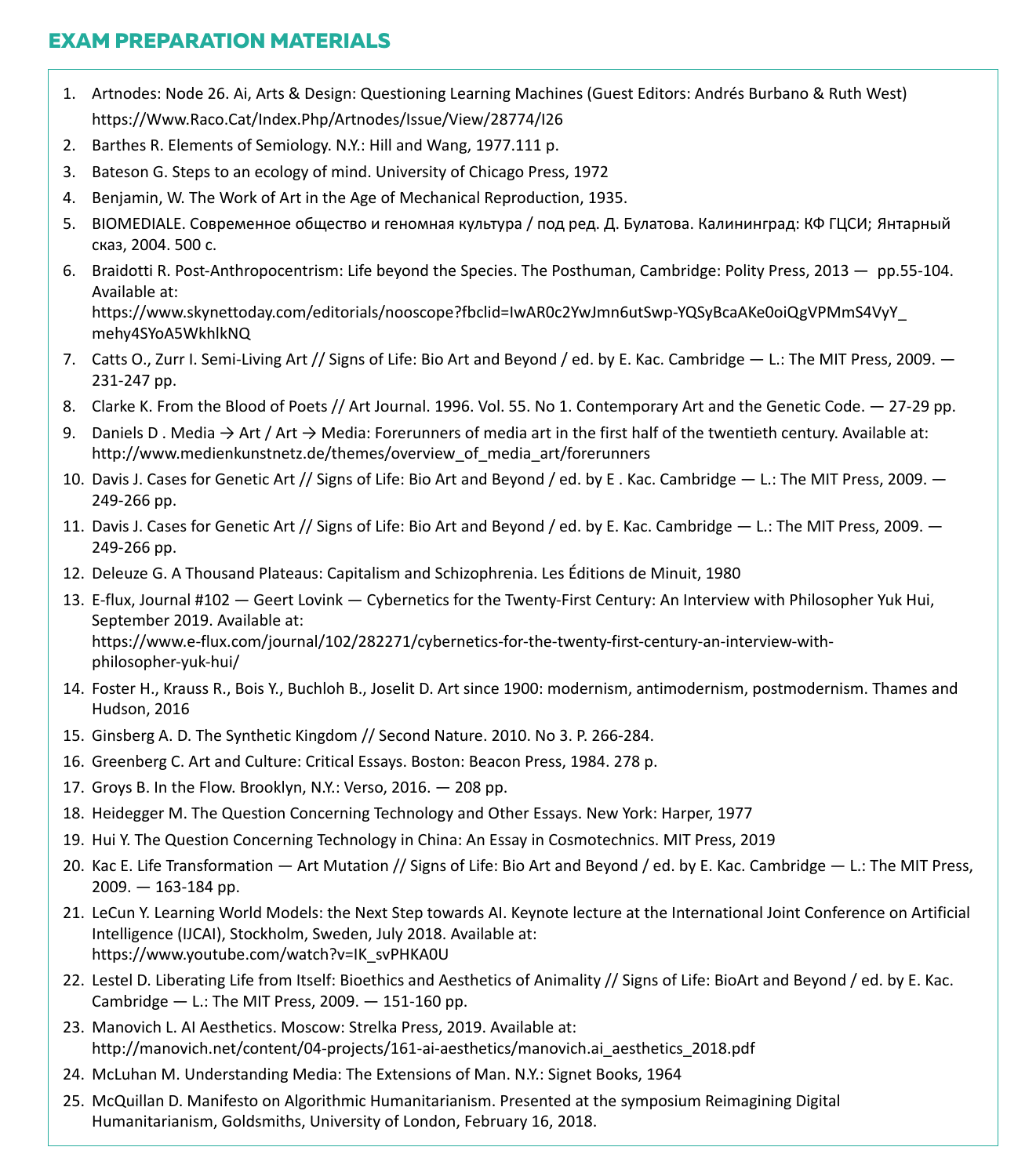## EXAM PREPARATION MATERIALS

1. Artnodes: Node 26. Ai, Arts & Design: Questioning Learning Machines (Guest Editors: Andrés Burbano & Ruth West) https://Www.Raco.Cat/Index.Php/Artnodes/Issue/View/28774/I26
2. Barthes R. Elements of Semiology. N.Y.: Hill and Wang, 1977.111 p.
3. Bateson G. Steps to an ecology of mind. University of Chicago Press, 1972
4. Benjamin, W. The Work of Art in the Age of Mechanical Reproduction, 1935.
5. BIOMEDIALE. Современное общество и геномная культура / под ред. Д. Булатова. Калининград: КФ ГЦСИ; Янтарный сказ, 2004. 500 с.
6. Braidotti R. Post-Anthropocentrism: Life beyond the Species. The Posthuman, Cambridge: Polity Press, 2013 — pp.55-104. Available at: https://www.skynettoday.com/editorials/nooscope?fbclid=IwAR0c2YwJmn6utSwp-YQSyBcaAKe0oiQgVPMmS4VyY_mehy4SYoA5WkhlkNQ
7. Catts O., Zurr I. Semi-Living Art // Signs of Life: Bio Art and Beyond / ed. by E. Kac. Cambridge — L.: The MIT Press, 2009. — 231-247 pp.
8. Clarke K. From the Blood of Poets // Art Journal. 1996. Vol. 55. No 1. Contemporary Art and the Genetic Code. — 27-29 pp.
9. Daniels D . Media → Art / Art → Media: Forerunners of media art in the first half of the twentieth century. Available at: http://www.medienkunstnetz.de/themes/overview_of_media_art/forerunners
10. Davis J. Cases for Genetic Art // Signs of Life: Bio Art and Beyond / ed. by E . Kac. Cambridge — L.: The MIT Press, 2009. — 249-266 pp.
11. Davis J. Cases for Genetic Art // Signs of Life: Bio Art and Beyond / ed. by E. Kac. Cambridge — L.: The MIT Press, 2009. — 249-266 pp.
12. Deleuze G. A Thousand Plateaus: Capitalism and Schizophrenia. Les Éditions de Minuit, 1980
13. E-flux, Journal #102 — Geert Lovink — Cybernetics for the Twenty-First Century: An Interview with Philosopher Yuk Hui, September 2019. Available at: https://www.e-flux.com/journal/102/282271/cybernetics-for-the-twenty-first-century-an-interview-with-philosopher-yuk-hui/
14. Foster H., Krauss R., Bois Y., Buchloh B., Joselit D. Art since 1900: modernism, antimodernism, postmodernism. Thames and Hudson, 2016
15. Ginsberg A. D. The Synthetic Kingdom // Second Nature. 2010. No 3. P. 266-284.
16. Greenberg C. Art and Culture: Critical Essays. Boston: Beacon Press, 1984. 278 p.
17. Groys B. In the Flow. Brooklyn, N.Y.: Verso, 2016. — 208 pp.
18. Heidegger M. The Question Concerning Technology and Other Essays. New York: Harper, 1977
19. Hui Y. The Question Concerning Technology in China: An Essay in Cosmotechnics. MIT Press, 2019
20. Kac E. Life Transformation — Art Mutation // Signs of Life: Bio Art and Beyond / ed. by E. Kac. Cambridge — L.: The MIT Press, 2009. — 163-184 pp.
21. LeCun Y. Learning World Models: the Next Step towards AI. Keynote lecture at the International Joint Conference on Artificial Intelligence (IJCAI), Stockholm, Sweden, July 2018. Available at: https://www.youtube.com/watch?v=IK_svPHKA0U
22. Lestel D. Liberating Life from Itself: Bioethics and Aesthetics of Animality // Signs of Life: BioArt and Beyond / ed. by E. Kac. Cambridge — L.: The MIT Press, 2009. — 151-160 pp.
23. Manovich L. AI Aesthetics. Moscow: Strelka Press, 2019. Available at: http://manovich.net/content/04-projects/161-ai-aesthetics/manovich.ai_aesthetics_2018.pdf
24. McLuhan M. Understanding Media: The Extensions of Man. N.Y.: Signet Books, 1964
25. McQuillan D. Manifesto on Algorithmic Humanitarianism. Presented at the symposium Reimagining Digital Humanitarianism, Goldsmiths, University of London, February 16, 2018.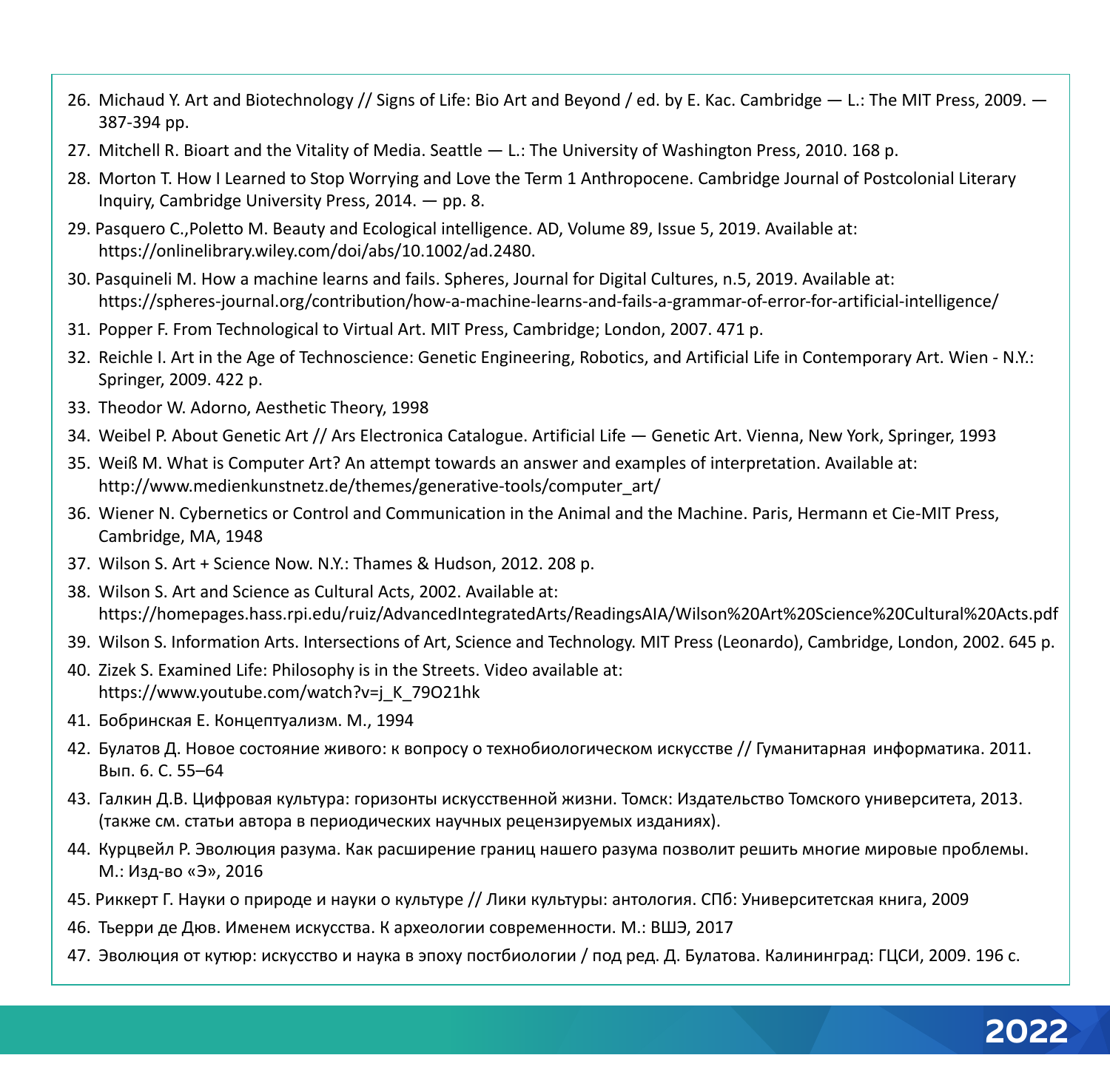26. Michaud Y. Art and Biotechnology // Signs of Life: Bio Art and Beyond / ed. by E. Kac. Cambridge — L.: The MIT Press, 2009. — 387-394 pp.
27. Mitchell R. Bioart and the Vitality of Media. Seattle — L.: The University of Washington Press, 2010. 168 p.
28. Morton T. How I Learned to Stop Worrying and Love the Term 1 Anthropocene. Cambridge Journal of Postcolonial Literary Inquiry, Cambridge University Press, 2014. — pp. 8.
29. Pasquero C.,Poletto M. Beauty and Ecological intelligence. AD, Volume 89, Issue 5, 2019. Available at: https://onlinelibrary.wiley.com/doi/abs/10.1002/ad.2480.
30. Pasquineli M. How a machine learns and fails. Spheres, Journal for Digital Cultures, n.5, 2019. Available at: https://spheres-journal.org/contribution/how-a-machine-learns-and-fails-a-grammar-of-error-for-artificial-intelligence/
31. Popper F. From Technological to Virtual Art. MIT Press, Cambridge; London, 2007. 471 p.
32. Reichle I. Art in the Age of Technoscience: Genetic Engineering, Robotics, and Artificial Life in Contemporary Art. Wien - N.Y.: Springer, 2009. 422 p.
33. Theodor W. Adorno, Aesthetic Theory, 1998
34. Weibel P. About Genetic Art // Ars Electronica Catalogue. Artificial Life — Genetic Art. Vienna, New York, Springer, 1993
35. Weiß M. What is Computer Art? An attempt towards an answer and examples of interpretation. Available at: http://www.medienkunstnetz.de/themes/generative-tools/computer_art/
36. Wiener N. Cybernetics or Control and Communication in the Animal and the Machine. Paris, Hermann et Cie-MIT Press, Cambridge, MA, 1948
37. Wilson S. Art + Science Now. N.Y.: Thames & Hudson, 2012. 208 p.
38. Wilson S. Art and Science as Cultural Acts, 2002. Available at: https://homepages.hass.rpi.edu/ruiz/AdvancedIntegratedArts/ReadingsAIA/Wilson%20Art%20Science%20Cultural%20Acts.pdf
39. Wilson S. Information Arts. Intersections of Art, Science and Technology. MIT Press (Leonardo), Cambridge, London, 2002. 645 p.
40. Zizek S. Examined Life: Philosophy is in the Streets. Video available at: https://www.youtube.com/watch?v=j_K_79O21hk
41. Бобринская Е. Концептуализм. М., 1994
42. Булатов Д. Новое состояние живого: к вопросу о технобиологическом искусстве // Гуманитарная информатика. 2011. Вып. 6. С. 55–64
43. Галкин Д.В. Цифровая культура: горизонты искусственной жизни. Томск: Издательство Томского университета, 2013. (также см. статьи автора в периодических научных рецензируемых изданиях).
44. Курцвейл Р. Эволюция разума. Как расширение границ нашего разума позволит решить многие мировые проблемы. М.: Изд-во «Э», 2016
45. Риккерт Г. Науки о природе и науки о культуре // Лики культуры: антология. СПб: Университетская книга, 2009
46. Тьерри де Дюв. Именем искусства. К археологии современности. М.: ВШЭ, 2017
47. Эволюция от кутюр: искусство и наука в эпоху постбиологии / под ред. Д. Булатова. Калининград: ГЦСИ, 2009. 196 с.